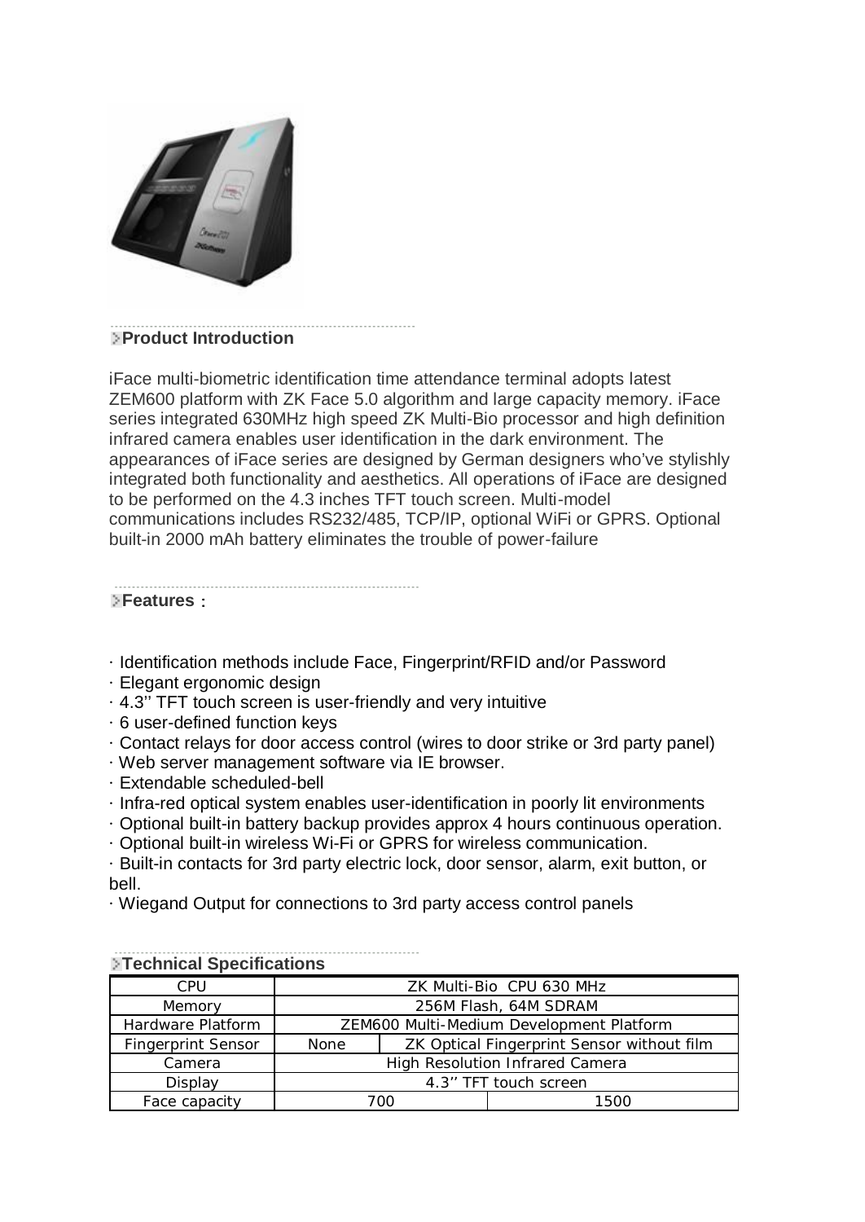## Product Introduction

iFace multi-biometric identification time attendance terminal adopts latest ZEM600 platform with ZK Face 5.0 algorithm and large capacity memory. iFace series integrated 630MHz high speed ZK Multi-Bio processor and high definition infrared camera enables user identification in the dark environment. The appearances of iFace series are designed by German designers who've stylishly integrated both functionality and aesthetics. All operations of iFace are designed to be performed on the 4.3 inches TFT touch screen. Multi-model communications includes RS232/485, TCP/IP, optional WiFi or GPRS. Optional built-in 2000 mAh battery eliminates the trouble of power-failure

## Features：

· Identification methods include Face, Fingerprint/RFID and/or Password
· Elegant ergonomic design
· 4.3'' TFT touch screen is user-friendly and very intuitive
· 6 user-defined function keys
· Contact relays for door access control (wires to door strike or 3rd party panel)
· Web server management software via IE browser.
· Extendable scheduled-bell
· Infra-red optical system enables user-identification in poorly lit environments
· Optional built-in battery backup provides approx 4 hours continuous operation.
· Optional built-in wireless Wi-Fi or GPRS for wireless communication.
· Built-in contacts for 3rd party electric lock, door sensor, alarm, exit button, or bell.
· Wiegand Output for connections to 3rd party access control panels

## Technical Specifications

| | | |
|---|---|---|
| CPU | ZK Multi-Bio CPU 630 MHz | |
| Memory | 256M Flash, 64M SDRAM | |
| Hardware Platform | ZEM600 Multi-Medium Development Platform | |
| Fingerprint Sensor | None | ZK Optical Fingerprint Sensor without film |
| Camera | High Resolution Infrared Camera | |
| Display | 4.3'' TFT touch screen | |
| Face capacity | 700 | 1500 |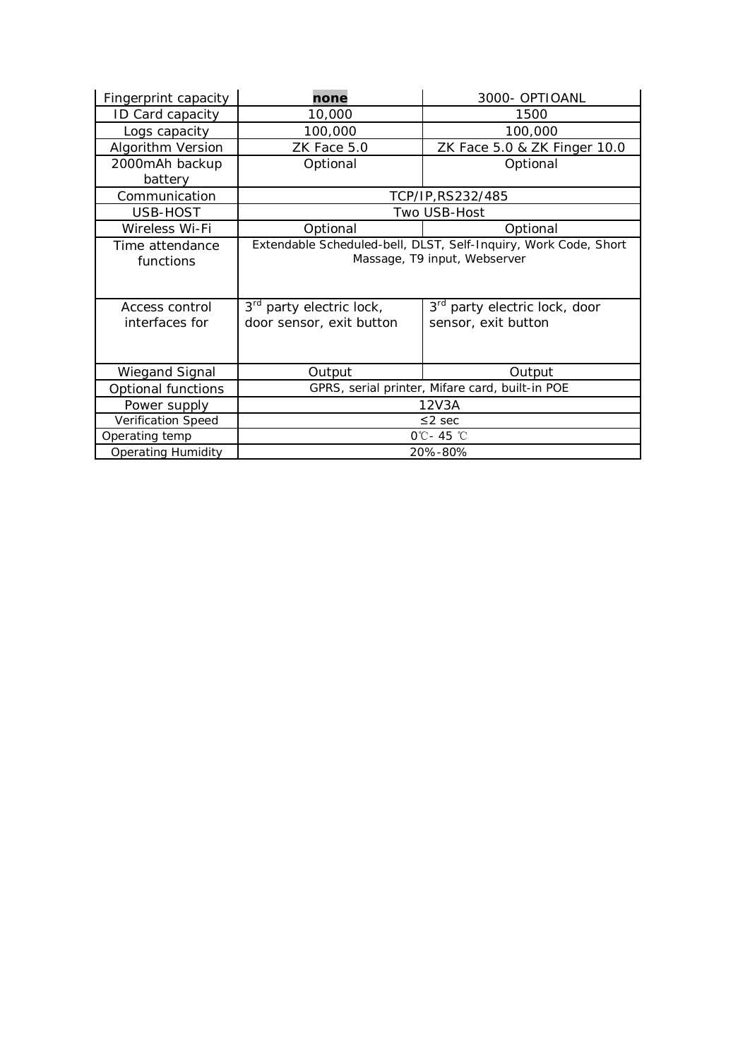| | | |
|---|---|---|
| Fingerprint capacity | **none** | 3000- OPTIOANL |
| ID Card capacity | 10,000 | 1500 |
| Logs capacity | 100,000 | 100,000 |
| Algorithm Version | ZK Face 5.0 | ZK Face 5.0 & ZK Finger 10.0 |
| 2000mAh backup battery | Optional | Optional |
| Communication | TCP/IP,RS232/485 | |
| USB-HOST | Two USB-Host | |
| Wireless Wi-Fi | Optional | Optional |
| Time attendance functions | Extendable Scheduled-bell, DLST, Self-Inquiry, Work Code, Short Massage, T9 input, Webserver | |
| Access control interfaces for | 3rd party electric lock, door sensor, exit button | 3rd party electric lock, door sensor, exit button |
| Wiegand Signal | Output | Output |
| Optional functions | GPRS, serial printer, Mifare card, built-in POE | |
| Power supply | 12V3A | |
| Verification Speed | ≤2 sec | |
| Operating temp | 0℃- 45 ℃ | |
| Operating Humidity | 20%-80% | |